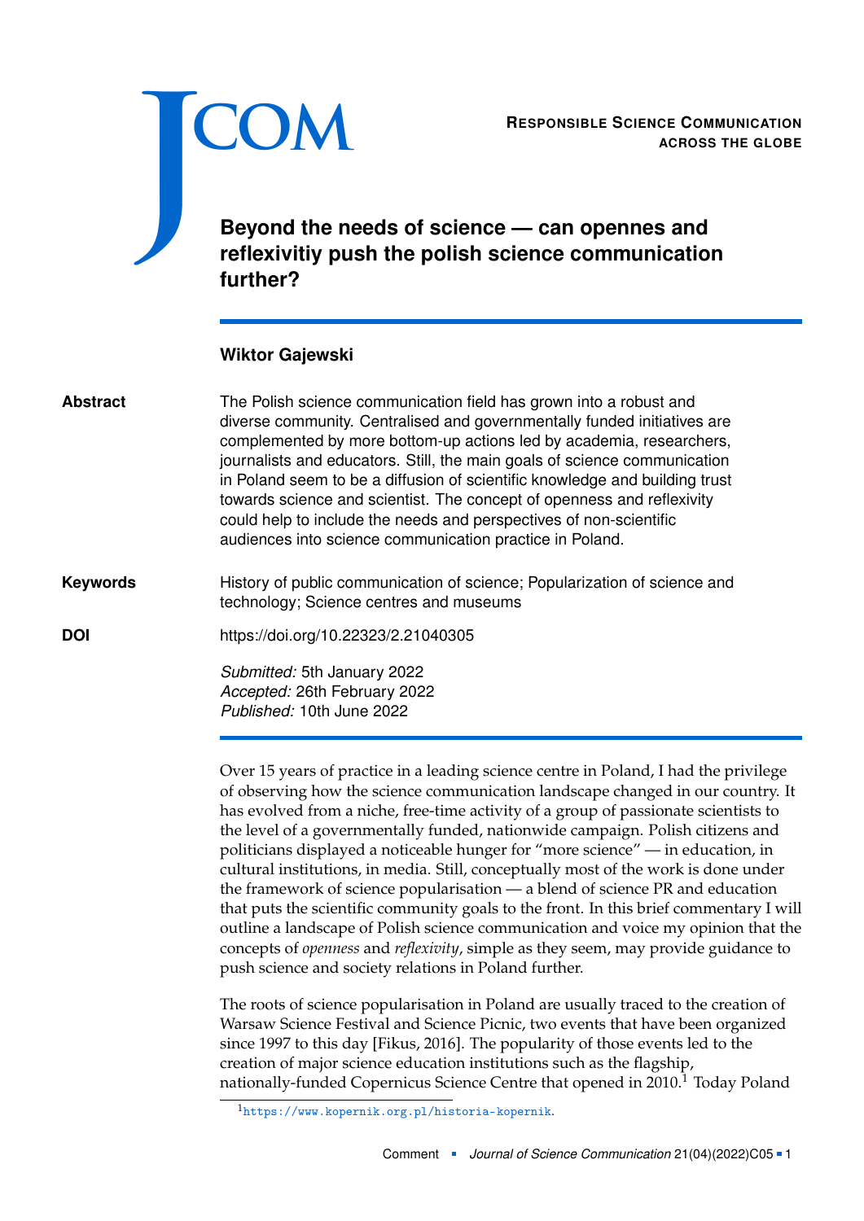RESPONSIBLE SCIENCE COMMUNICATION ACROSS THE GLOBE

# Beyond the needs of science — can opennes and reflexivitiy push the polish science communication further?

**Wiktor Gajewski**

**Abstract** The Polish science communication field has grown into a robust and diverse community. Centralised and governmentally funded initiatives are complemented by more bottom-up actions led by academia, researchers, journalists and educators. Still, the main goals of science communication in Poland seem to be a diffusion of scientific knowledge and building trust towards science and scientist. The concept of openness and reflexivity could help to include the needs and perspectives of non-scientific audiences into science communication practice in Poland.

**Keywords** History of public communication of science; Popularization of science and technology; Science centres and museums

**DOI** https://doi.org/10.22323/2.21040305

*Submitted:* 5th January 2022
*Accepted:* 26th February 2022
*Published:* 10th June 2022

Over 15 years of practice in a leading science centre in Poland, I had the privilege of observing how the science communication landscape changed in our country. It has evolved from a niche, free-time activity of a group of passionate scientists to the level of a governmentally funded, nationwide campaign. Polish citizens and politicians displayed a noticeable hunger for "more science" — in education, in cultural institutions, in media. Still, conceptually most of the work is done under the framework of science popularisation — a blend of science PR and education that puts the scientific community goals to the front. In this brief commentary I will outline a landscape of Polish science communication and voice my opinion that the concepts of *openness* and *reflexivity*, simple as they seem, may provide guidance to push science and society relations in Poland further.

The roots of science popularisation in Poland are usually traced to the creation of Warsaw Science Festival and Science Picnic, two events that have been organized since 1997 to this day [Fikus, 2016]. The popularity of those events led to the creation of major science education institutions such as the flagship, nationally-funded Copernicus Science Centre that opened in 2010.[1] Today Poland

[1] https://www.kopernik.org.pl/historia-kopernik.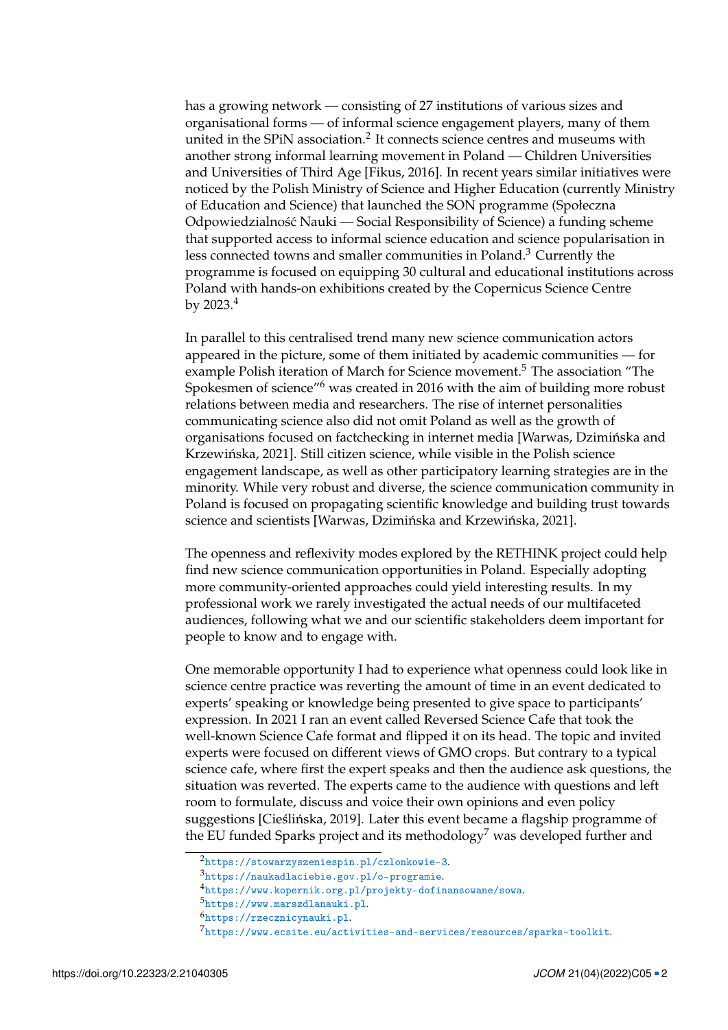has a growing network — consisting of 27 institutions of various sizes and organisational forms — of informal science engagement players, many of them united in the SPiN association.[2] It connects science centres and museums with another strong informal learning movement in Poland — Children Universities and Universities of Third Age [Fikus, 2016]. In recent years similar initiatives were noticed by the Polish Ministry of Science and Higher Education (currently Ministry of Education and Science) that launched the SON programme (Społeczna Odpowiedzialność Nauki — Social Responsibility of Science) a funding scheme that supported access to informal science education and science popularisation in less connected towns and smaller communities in Poland.[3] Currently the programme is focused on equipping 30 cultural and educational institutions across Poland with hands-on exhibitions created by the Copernicus Science Centre by 2023.[4]

In parallel to this centralised trend many new science communication actors appeared in the picture, some of them initiated by academic communities — for example Polish iteration of March for Science movement.[5] The association "The Spokesmen of science"[6] was created in 2016 with the aim of building more robust relations between media and researchers. The rise of internet personalities communicating science also did not omit Poland as well as the growth of organisations focused on factchecking in internet media [Warwas, Dzimińska and Krzewińska, 2021]. Still citizen science, while visible in the Polish science engagement landscape, as well as other participatory learning strategies are in the minority. While very robust and diverse, the science communication community in Poland is focused on propagating scientific knowledge and building trust towards science and scientists [Warwas, Dzimińska and Krzewińska, 2021].

The openness and reflexivity modes explored by the RETHINK project could help find new science communication opportunities in Poland. Especially adopting more community-oriented approaches could yield interesting results. In my professional work we rarely investigated the actual needs of our multifaceted audiences, following what we and our scientific stakeholders deem important for people to know and to engage with.

One memorable opportunity I had to experience what openness could look like in science centre practice was reverting the amount of time in an event dedicated to experts' speaking or knowledge being presented to give space to participants' expression. In 2021 I ran an event called Reversed Science Cafe that took the well-known Science Cafe format and flipped it on its head. The topic and invited experts were focused on different views of GMO crops. But contrary to a typical science cafe, where first the expert speaks and then the audience ask questions, the situation was reverted. The experts came to the audience with questions and left room to formulate, discuss and voice their own opinions and even policy suggestions [Cieślińska, 2019]. Later this event became a flagship programme of the EU funded Sparks project and its methodology[7] was developed further and

[2] https://stowarzyszeniespin.pl/czlonkowie-3.

[3] https://naukadlaciebie.gov.pl/o-programie.

[4] https://www.kopernik.org.pl/projekty-dofinansowane/sowa.

[5] https://www.marszdlanauki.pl.

[6] https://rzecznicynauki.pl.

[7] https://www.ecsite.eu/activities-and-services/resources/sparks-toolkit.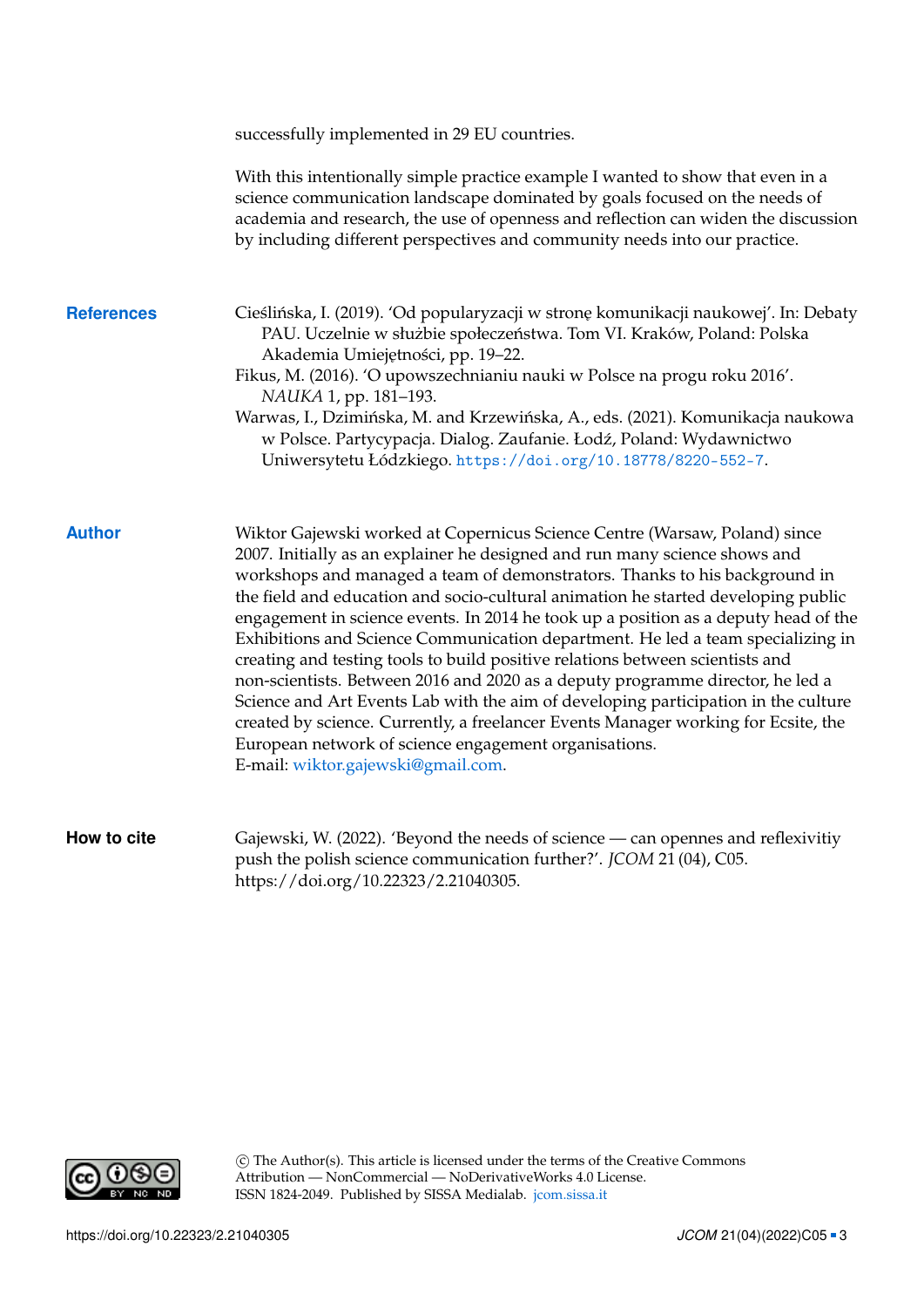successfully implemented in 29 EU countries.

With this intentionally simple practice example I wanted to show that even in a science communication landscape dominated by goals focused on the needs of academia and research, the use of openness and reflection can widen the discussion by including different perspectives and community needs into our practice.

## References

Cieślińska, I. (2019). 'Od popularyzacji w stronę komunikacji naukowej'. In: Debaty PAU. Uczelnie w służbie społeczeństwa. Tom VI. Kraków, Poland: Polska Akademia Umiejętności, pp. 19–22.

Fikus, M. (2016). 'O upowszechnianiu nauki w Polsce na progu roku 2016'. *NAUKA* 1, pp. 181–193.

Warwas, I., Dzimińska, M. and Krzewińska, A., eds. (2021). Komunikacja naukowa w Polsce. Partycypacja. Dialog. Zaufanie. Łodź, Poland: Wydawnictwo Uniwersytetu Łódzkiego. https://doi.org/10.18778/8220-552-7.

## Author

Wiktor Gajewski worked at Copernicus Science Centre (Warsaw, Poland) since 2007. Initially as an explainer he designed and run many science shows and workshops and managed a team of demonstrators. Thanks to his background in the field and education and socio-cultural animation he started developing public engagement in science events. In 2014 he took up a position as a deputy head of the Exhibitions and Science Communication department. He led a team specializing in creating and testing tools to build positive relations between scientists and non-scientists. Between 2016 and 2020 as a deputy programme director, he led a Science and Art Events Lab with the aim of developing participation in the culture created by science. Currently, a freelancer Events Manager working for Ecsite, the European network of science engagement organisations.
E-mail: wiktor.gajewski@gmail.com.

## How to cite

Gajewski, W. (2022). 'Beyond the needs of science — can opennes and reflexivitiy push the polish science communication further?'. *JCOM* 21 (04), C05. https://doi.org/10.22323/2.21040305.

© The Author(s). This article is licensed under the terms of the Creative Commons Attribution — NonCommercial — NoDerivativeWorks 4.0 License.
ISSN 1824-2049. Published by SISSA Medialab. jcom.sissa.it